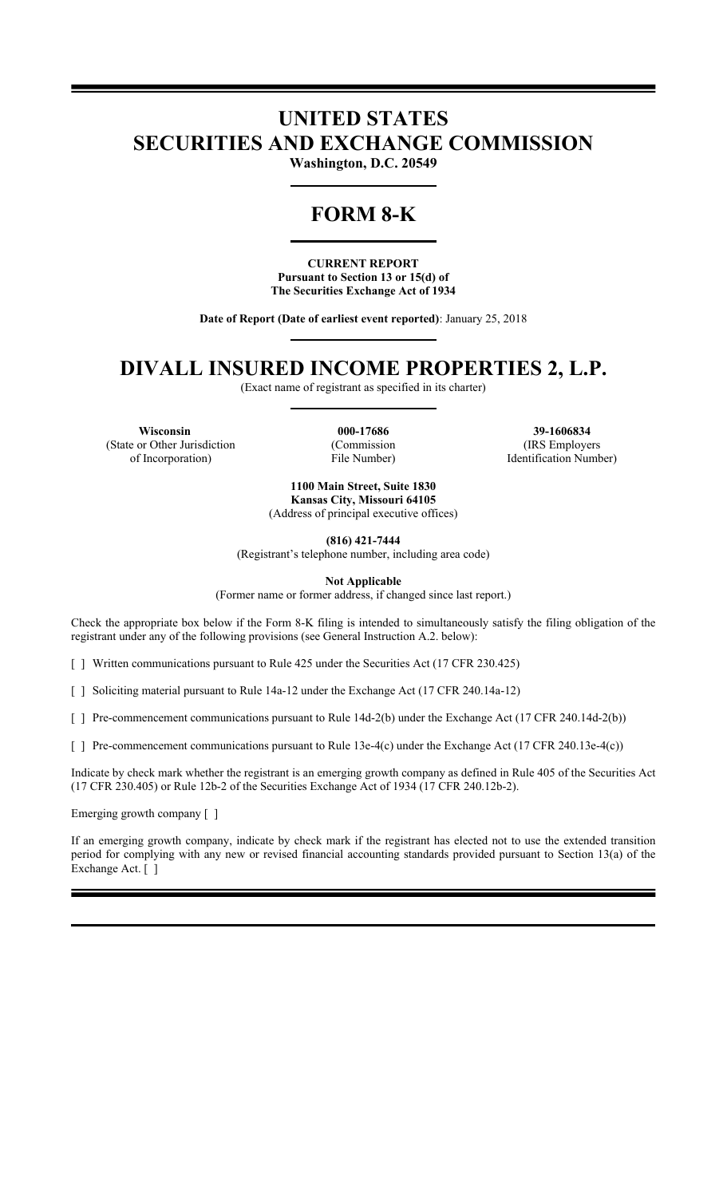# UNITED STATES
# SECURITIES AND EXCHANGE COMMISSION

**Washington, D.C. 20549**

# FORM 8-K

**CURRENT REPORT**
**Pursuant to Section 13 or 15(d) of**
**The Securities Exchange Act of 1934**

**Date of Report (Date of earliest event reported)**: January 25, 2018

# DIVALL INSURED INCOME PROPERTIES 2, L.P.

(Exact name of registrant as specified in its charter)

| **Wisconsin** | **000-17686** | **39-1606834** |
|---|---|---|
| (State or Other Jurisdiction of Incorporation) | (Commission File Number) | (IRS Employers Identification Number) |

**1100 Main Street, Suite 1830**
**Kansas City, Missouri 64105**
(Address of principal executive offices)

**(816) 421-7444**
(Registrant's telephone number, including area code)

**Not Applicable**
(Former name or former address, if changed since last report.)

Check the appropriate box below if the Form 8-K filing is intended to simultaneously satisfy the filing obligation of the registrant under any of the following provisions (see General Instruction A.2. below):

[ ] Written communications pursuant to Rule 425 under the Securities Act (17 CFR 230.425)

[ ] Soliciting material pursuant to Rule 14a-12 under the Exchange Act (17 CFR 240.14a-12)

[ ] Pre-commencement communications pursuant to Rule 14d-2(b) under the Exchange Act (17 CFR 240.14d-2(b))

[ ] Pre-commencement communications pursuant to Rule 13e-4(c) under the Exchange Act (17 CFR 240.13e-4(c))

Indicate by check mark whether the registrant is an emerging growth company as defined in Rule 405 of the Securities Act (17 CFR 230.405) or Rule 12b-2 of the Securities Exchange Act of 1934 (17 CFR 240.12b-2).

Emerging growth company [ ]

If an emerging growth company, indicate by check mark if the registrant has elected not to use the extended transition period for complying with any new or revised financial accounting standards provided pursuant to Section 13(a) of the Exchange Act. [ ]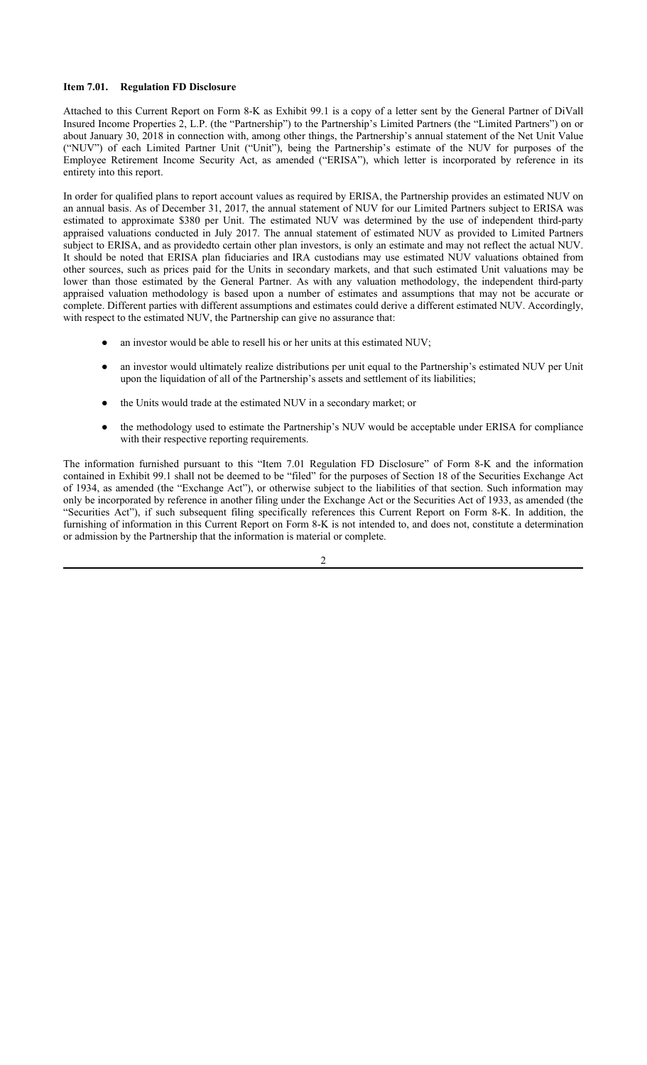**Item 7.01. Regulation FD Disclosure**

Attached to this Current Report on Form 8-K as Exhibit 99.1 is a copy of a letter sent by the General Partner of DiVall Insured Income Properties 2, L.P. (the "Partnership") to the Partnership's Limited Partners (the "Limited Partners") on or about January 30, 2018 in connection with, among other things, the Partnership's annual statement of the Net Unit Value ("NUV") of each Limited Partner Unit ("Unit"), being the Partnership's estimate of the NUV for purposes of the Employee Retirement Income Security Act, as amended ("ERISA"), which letter is incorporated by reference in its entirety into this report.

In order for qualified plans to report account values as required by ERISA, the Partnership provides an estimated NUV on an annual basis. As of December 31, 2017, the annual statement of NUV for our Limited Partners subject to ERISA was estimated to approximate $380 per Unit. The estimated NUV was determined by the use of independent third-party appraised valuations conducted in July 2017. The annual statement of estimated NUV as provided to Limited Partners subject to ERISA, and as providedto certain other plan investors, is only an estimate and may not reflect the actual NUV. It should be noted that ERISA plan fiduciaries and IRA custodians may use estimated NUV valuations obtained from other sources, such as prices paid for the Units in secondary markets, and that such estimated Unit valuations may be lower than those estimated by the General Partner. As with any valuation methodology, the independent third-party appraised valuation methodology is based upon a number of estimates and assumptions that may not be accurate or complete. Different parties with different assumptions and estimates could derive a different estimated NUV. Accordingly, with respect to the estimated NUV, the Partnership can give no assurance that:

- an investor would be able to resell his or her units at this estimated NUV;
- an investor would ultimately realize distributions per unit equal to the Partnership's estimated NUV per Unit upon the liquidation of all of the Partnership's assets and settlement of its liabilities;
- the Units would trade at the estimated NUV in a secondary market; or
- the methodology used to estimate the Partnership's NUV would be acceptable under ERISA for compliance with their respective reporting requirements.

The information furnished pursuant to this "Item 7.01 Regulation FD Disclosure" of Form 8-K and the information contained in Exhibit 99.1 shall not be deemed to be "filed" for the purposes of Section 18 of the Securities Exchange Act of 1934, as amended (the "Exchange Act"), or otherwise subject to the liabilities of that section. Such information may only be incorporated by reference in another filing under the Exchange Act or the Securities Act of 1933, as amended (the "Securities Act"), if such subsequent filing specifically references this Current Report on Form 8-K. In addition, the furnishing of information in this Current Report on Form 8-K is not intended to, and does not, constitute a determination or admission by the Partnership that the information is material or complete.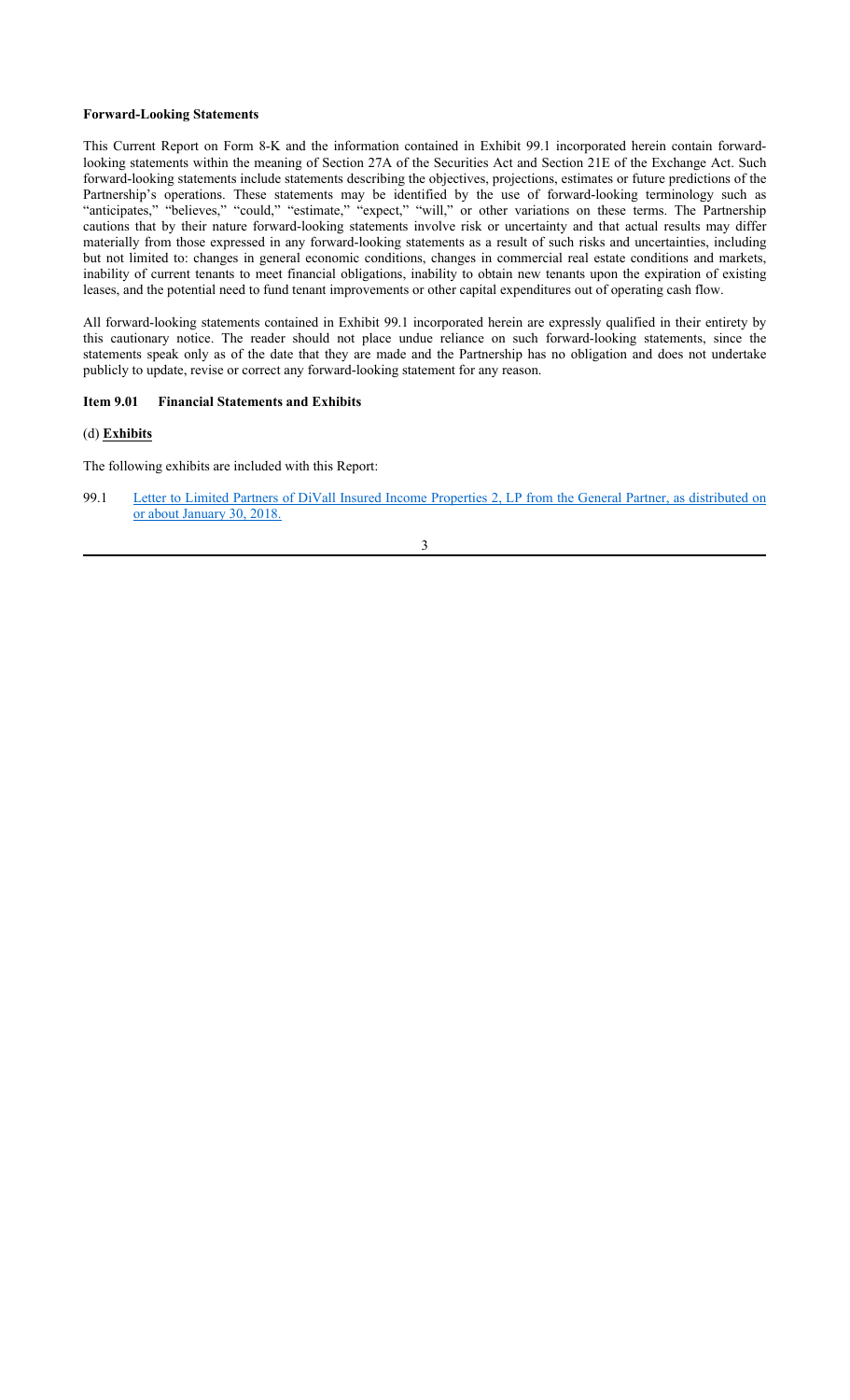**Forward-Looking Statements**

This Current Report on Form 8-K and the information contained in Exhibit 99.1 incorporated herein contain forward-looking statements within the meaning of Section 27A of the Securities Act and Section 21E of the Exchange Act. Such forward-looking statements include statements describing the objectives, projections, estimates or future predictions of the Partnership's operations. These statements may be identified by the use of forward-looking terminology such as "anticipates," "believes," "could," "estimate," "expect," "will," or other variations on these terms. The Partnership cautions that by their nature forward-looking statements involve risk or uncertainty and that actual results may differ materially from those expressed in any forward-looking statements as a result of such risks and uncertainties, including but not limited to: changes in general economic conditions, changes in commercial real estate conditions and markets, inability of current tenants to meet financial obligations, inability to obtain new tenants upon the expiration of existing leases, and the potential need to fund tenant improvements or other capital expenditures out of operating cash flow.

All forward-looking statements contained in Exhibit 99.1 incorporated herein are expressly qualified in their entirety by this cautionary notice. The reader should not place undue reliance on such forward-looking statements, since the statements speak only as of the date that they are made and the Partnership has no obligation and does not undertake publicly to update, revise or correct any forward-looking statement for any reason.

**Item 9.01 Financial Statements and Exhibits**

(d) **Exhibits**

The following exhibits are included with this Report:

99.1 Letter to Limited Partners of DiVall Insured Income Properties 2, LP from the General Partner, as distributed on or about January 30, 2018.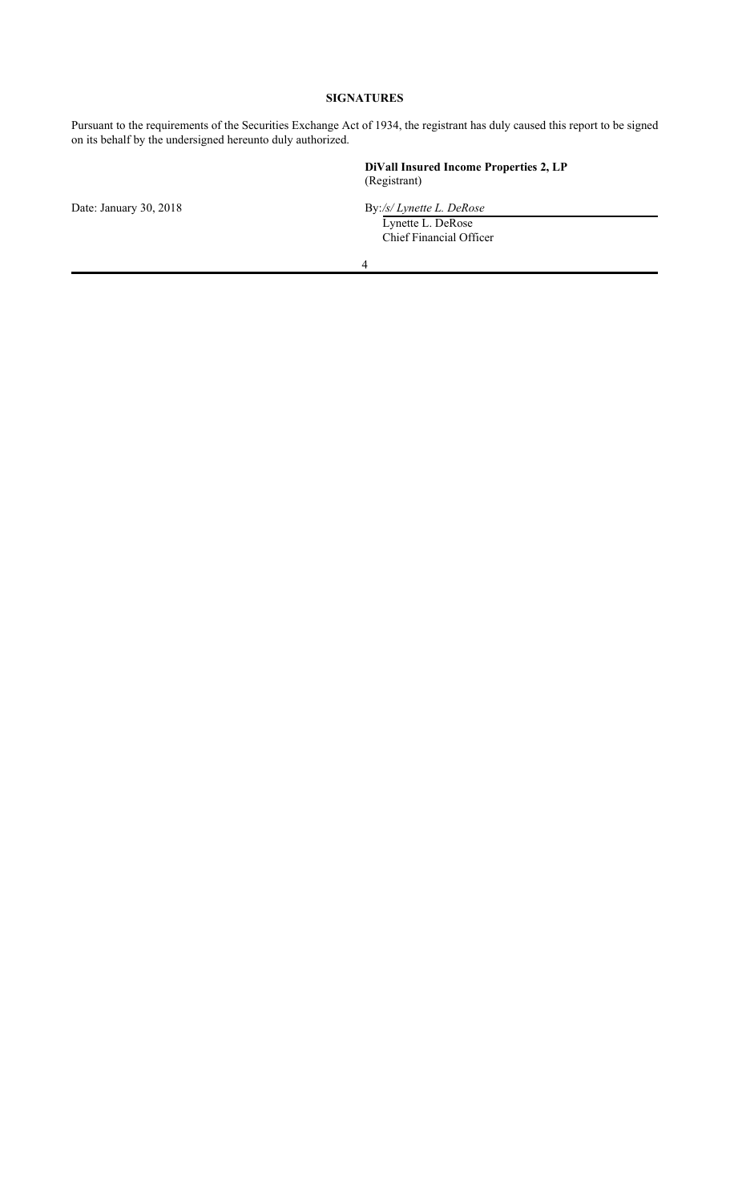**SIGNATURES**

Pursuant to the requirements of the Securities Exchange Act of 1934, the registrant has duly caused this report to be signed on its behalf by the undersigned hereunto duly authorized.

**DiVall Insured Income Properties 2, LP**
(Registrant)

Date: January 30, 2018

By: */s/ Lynette L. DeRose*
Lynette L. DeRose
Chief Financial Officer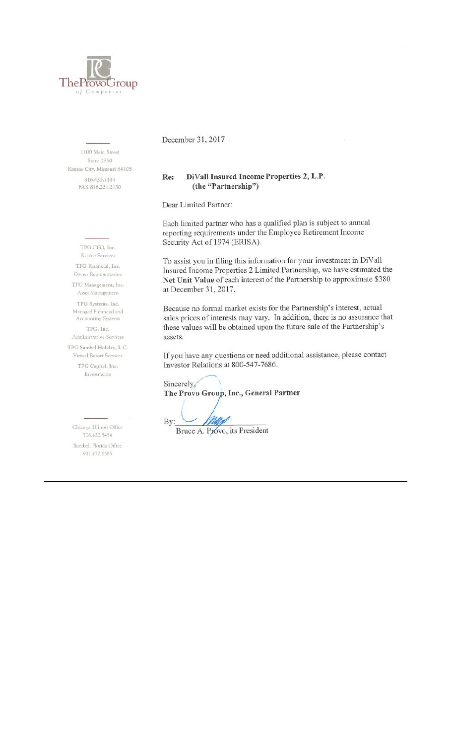The Provo Group
of Companies

1100 Main Street
Suite 1830
Kansas City, Missouri 64105
816.421.7444
FAX 816.221.2130

TPG CEO, Inc.
Rescue Services

TPG Financial, Inc.
Owner Representation

TPG Management, Inc.
Asset Management

TPG Systems, Inc.
Managed Financial and Accounting Systems

TPG, Inc.
Administrative Services

TPG Sanibel Holiday, L.C.
Virtual Resort Services

TPG Capital, Inc.
Investments

Chicago, Illinois Office
708.422.5454

Sanibel, Florida Office
941.472.6565

December 31, 2017

**Re: DiVall Insured Income Properties 2, L.P.**
**(the "Partnership")**

Dear Limited Partner:

Each limited partner who has a qualified plan is subject to annual reporting requirements under the Employee Retirement Income Security Act of 1974 (ERISA).

To assist you in filing this information for your investment in DiVall Insured Income Properties 2 Limited Partnership, we have estimated the **Net Unit Value** of each interest of the Partnership to approximate $380 at December 31, 2017.

Because no formal market exists for the Partnership's interest, actual sales prices of interests may vary. In addition, there is no assurance that these values will be obtained upon the future sale of the Partnership's assets.

If you have any questions or need additional assistance, please contact Investor Relations at 800-547-7686.

Sincerely,
**The Provo Group, Inc., General Partner**

By: ______________________
Bruce A. Provo, its President